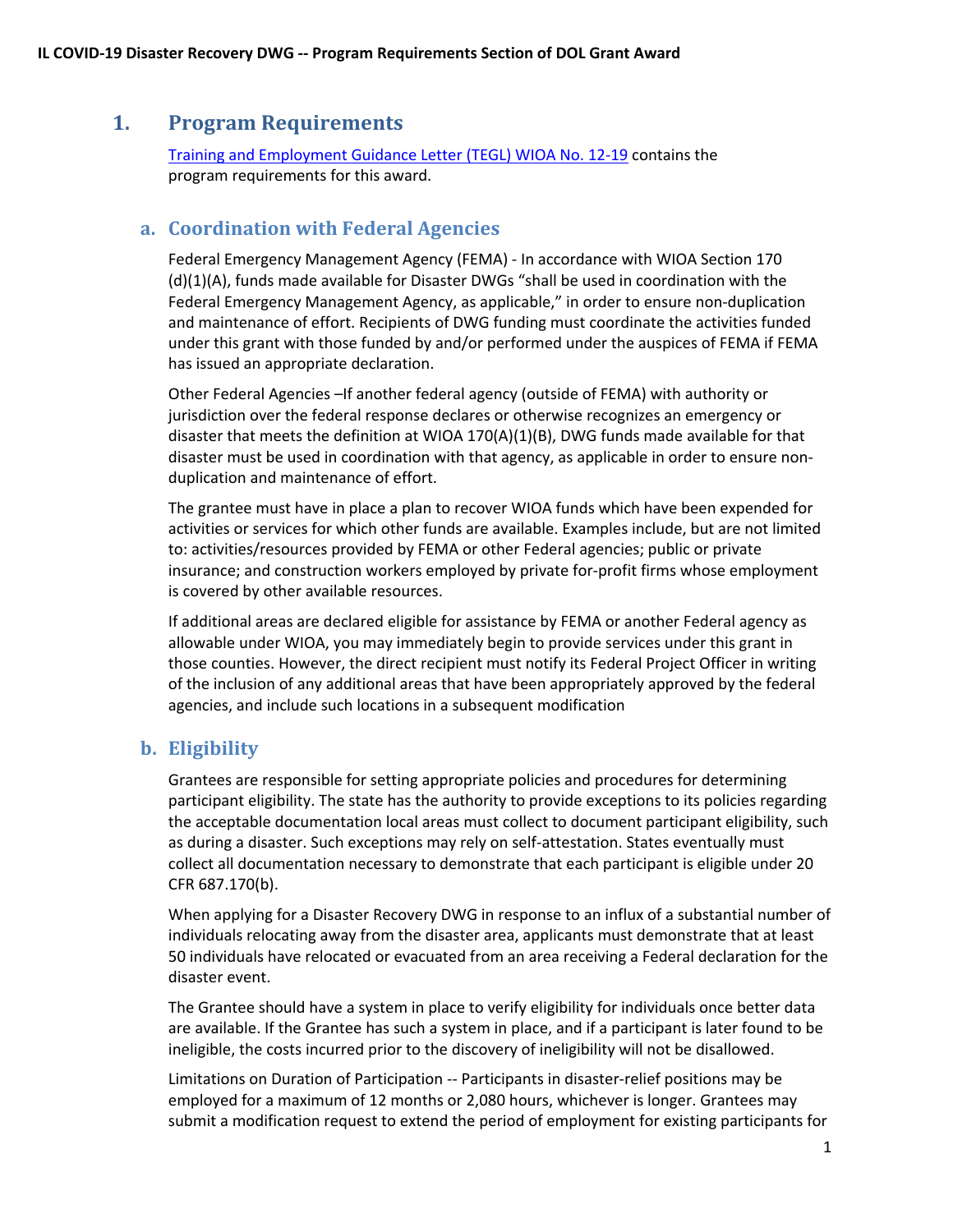# 1. Program Requirements

[Training and Employment Guidance Letter (TEGL) WIOA No. 12-19](#) contains the program requirements for this award.

## a. Coordination with Federal Agencies

Federal Emergency Management Agency (FEMA) - In accordance with WIOA Section 170 (d)(1)(A), funds made available for Disaster DWGs "shall be used in coordination with the Federal Emergency Management Agency, as applicable," in order to ensure non-duplication and maintenance of effort. Recipients of DWG funding must coordinate the activities funded under this grant with those funded by and/or performed under the auspices of FEMA if FEMA has issued an appropriate declaration.

Other Federal Agencies –If another federal agency (outside of FEMA) with authority or jurisdiction over the federal response declares or otherwise recognizes an emergency or disaster that meets the definition at WIOA 170(A)(1)(B), DWG funds made available for that disaster must be used in coordination with that agency, as applicable in order to ensure non-duplication and maintenance of effort.

The grantee must have in place a plan to recover WIOA funds which have been expended for activities or services for which other funds are available. Examples include, but are not limited to: activities/resources provided by FEMA or other Federal agencies; public or private insurance; and construction workers employed by private for-profit firms whose employment is covered by other available resources.

If additional areas are declared eligible for assistance by FEMA or another Federal agency as allowable under WIOA, you may immediately begin to provide services under this grant in those counties. However, the direct recipient must notify its Federal Project Officer in writing of the inclusion of any additional areas that have been appropriately approved by the federal agencies, and include such locations in a subsequent modification

## b. Eligibility

Grantees are responsible for setting appropriate policies and procedures for determining participant eligibility. The state has the authority to provide exceptions to its policies regarding the acceptable documentation local areas must collect to document participant eligibility, such as during a disaster. Such exceptions may rely on self-attestation. States eventually must collect all documentation necessary to demonstrate that each participant is eligible under 20 CFR 687.170(b).

When applying for a Disaster Recovery DWG in response to an influx of a substantial number of individuals relocating away from the disaster area, applicants must demonstrate that at least 50 individuals have relocated or evacuated from an area receiving a Federal declaration for the disaster event.

The Grantee should have a system in place to verify eligibility for individuals once better data are available. If the Grantee has such a system in place, and if a participant is later found to be ineligible, the costs incurred prior to the discovery of ineligibility will not be disallowed.

Limitations on Duration of Participation -- Participants in disaster-relief positions may be employed for a maximum of 12 months or 2,080 hours, whichever is longer. Grantees may submit a modification request to extend the period of employment for existing participants for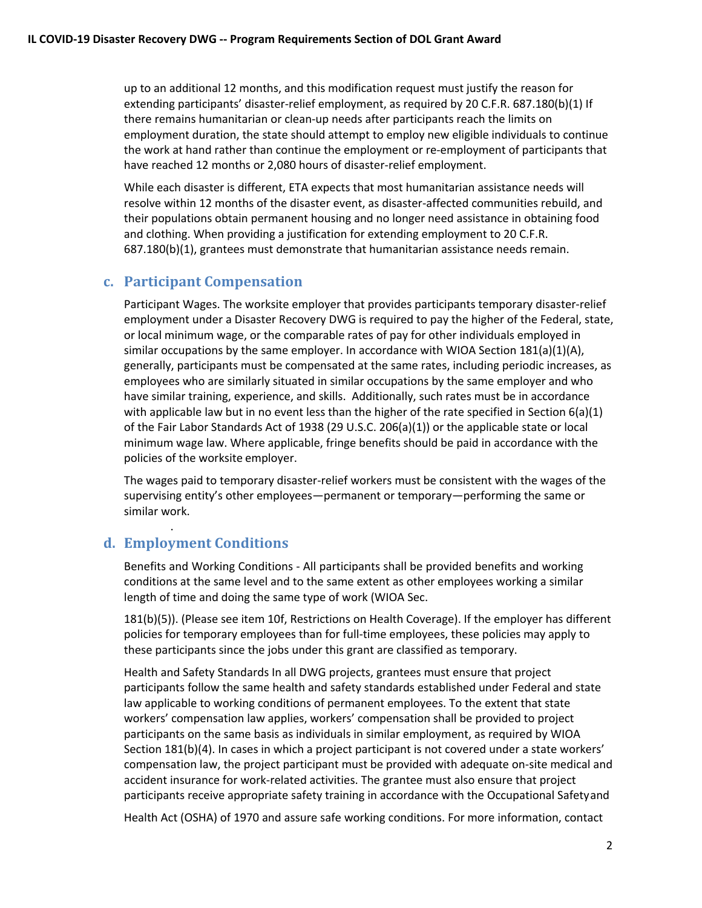up to an additional 12 months, and this modification request must justify the reason for extending participants' disaster-relief employment, as required by 20 C.F.R. 687.180(b)(1) If there remains humanitarian or clean-up needs after participants reach the limits on employment duration, the state should attempt to employ new eligible individuals to continue the work at hand rather than continue the employment or re-employment of participants that have reached 12 months or 2,080 hours of disaster-relief employment.

While each disaster is different, ETA expects that most humanitarian assistance needs will resolve within 12 months of the disaster event, as disaster-affected communities rebuild, and their populations obtain permanent housing and no longer need assistance in obtaining food and clothing. When providing a justification for extending employment to 20 C.F.R. 687.180(b)(1), grantees must demonstrate that humanitarian assistance needs remain.

## c. Participant Compensation

Participant Wages. The worksite employer that provides participants temporary disaster-relief employment under a Disaster Recovery DWG is required to pay the higher of the Federal, state, or local minimum wage, or the comparable rates of pay for other individuals employed in similar occupations by the same employer. In accordance with WIOA Section 181(a)(1)(A), generally, participants must be compensated at the same rates, including periodic increases, as employees who are similarly situated in similar occupations by the same employer and who have similar training, experience, and skills. Additionally, such rates must be in accordance with applicable law but in no event less than the higher of the rate specified in Section 6(a)(1) of the Fair Labor Standards Act of 1938 (29 U.S.C. 206(a)(1)) or the applicable state or local minimum wage law. Where applicable, fringe benefits should be paid in accordance with the policies of the worksite employer.

The wages paid to temporary disaster-relief workers must be consistent with the wages of the supervising entity's other employees—permanent or temporary—performing the same or similar work.

## d. Employment Conditions

Benefits and Working Conditions - All participants shall be provided benefits and working conditions at the same level and to the same extent as other employees working a similar length of time and doing the same type of work (WIOA Sec.

181(b)(5)). (Please see item 10f, Restrictions on Health Coverage). If the employer has different policies for temporary employees than for full-time employees, these policies may apply to these participants since the jobs under this grant are classified as temporary.

Health and Safety Standards In all DWG projects, grantees must ensure that project participants follow the same health and safety standards established under Federal and state law applicable to working conditions of permanent employees. To the extent that state workers' compensation law applies, workers' compensation shall be provided to project participants on the same basis as individuals in similar employment, as required by WIOA Section 181(b)(4). In cases in which a project participant is not covered under a state workers' compensation law, the project participant must be provided with adequate on-site medical and accident insurance for work-related activities. The grantee must also ensure that project participants receive appropriate safety training in accordance with the Occupational Safety and

Health Act (OSHA) of 1970 and assure safe working conditions. For more information, contact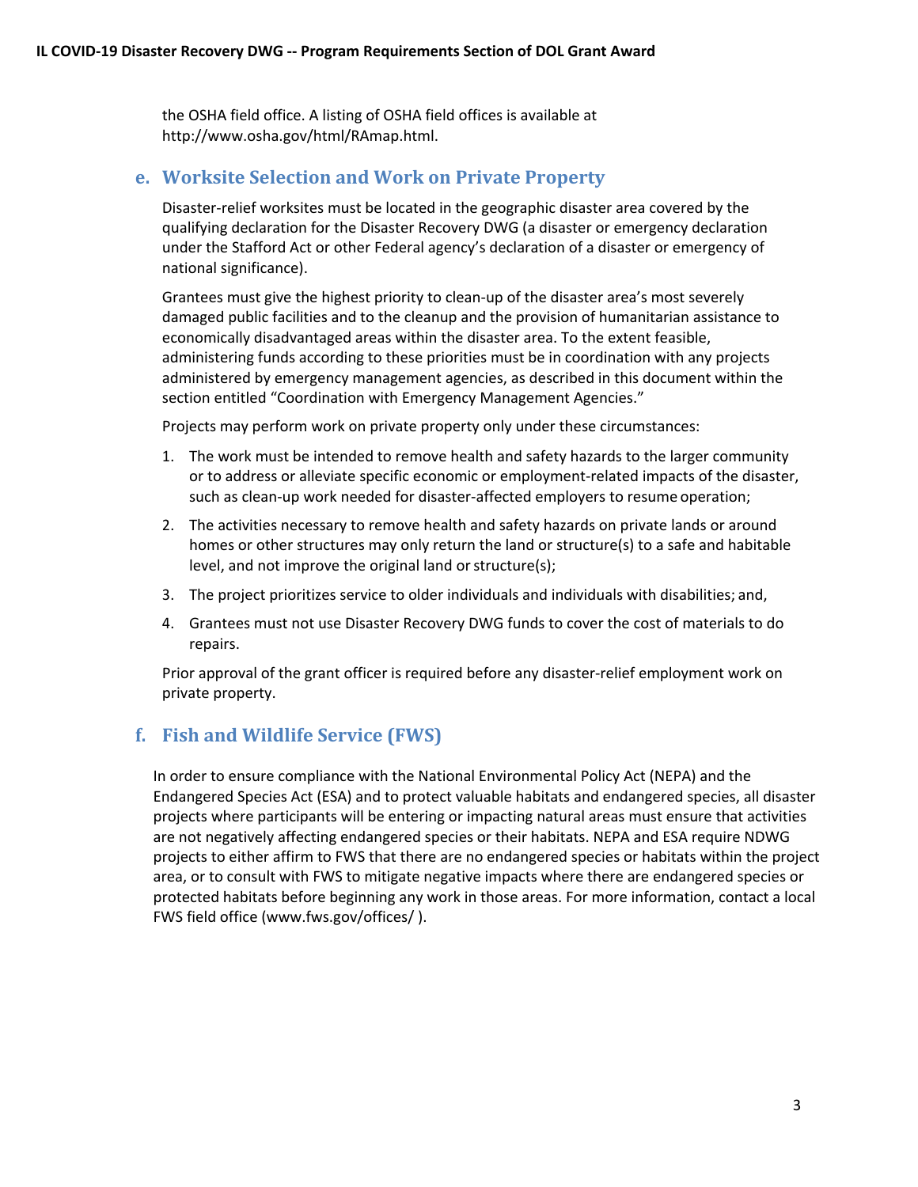the OSHA field office. A listing of OSHA field offices is available at http://www.osha.gov/html/RAmap.html.

## e. Worksite Selection and Work on Private Property

Disaster-relief worksites must be located in the geographic disaster area covered by the qualifying declaration for the Disaster Recovery DWG (a disaster or emergency declaration under the Stafford Act or other Federal agency's declaration of a disaster or emergency of national significance).

Grantees must give the highest priority to clean-up of the disaster area's most severely damaged public facilities and to the cleanup and the provision of humanitarian assistance to economically disadvantaged areas within the disaster area. To the extent feasible, administering funds according to these priorities must be in coordination with any projects administered by emergency management agencies, as described in this document within the section entitled "Coordination with Emergency Management Agencies."

Projects may perform work on private property only under these circumstances:

1. The work must be intended to remove health and safety hazards to the larger community or to address or alleviate specific economic or employment-related impacts of the disaster, such as clean-up work needed for disaster-affected employers to resume operation;
2. The activities necessary to remove health and safety hazards on private lands or around homes or other structures may only return the land or structure(s) to a safe and habitable level, and not improve the original land or structure(s);
3. The project prioritizes service to older individuals and individuals with disabilities; and,
4. Grantees must not use Disaster Recovery DWG funds to cover the cost of materials to do repairs.

Prior approval of the grant officer is required before any disaster-relief employment work on private property.

## f. Fish and Wildlife Service (FWS)

In order to ensure compliance with the National Environmental Policy Act (NEPA) and the Endangered Species Act (ESA) and to protect valuable habitats and endangered species, all disaster projects where participants will be entering or impacting natural areas must ensure that activities are not negatively affecting endangered species or their habitats. NEPA and ESA require NDWG projects to either affirm to FWS that there are no endangered species or habitats within the project area, or to consult with FWS to mitigate negative impacts where there are endangered species or protected habitats before beginning any work in those areas. For more information, contact a local FWS field office (www.fws.gov/offices/ ).